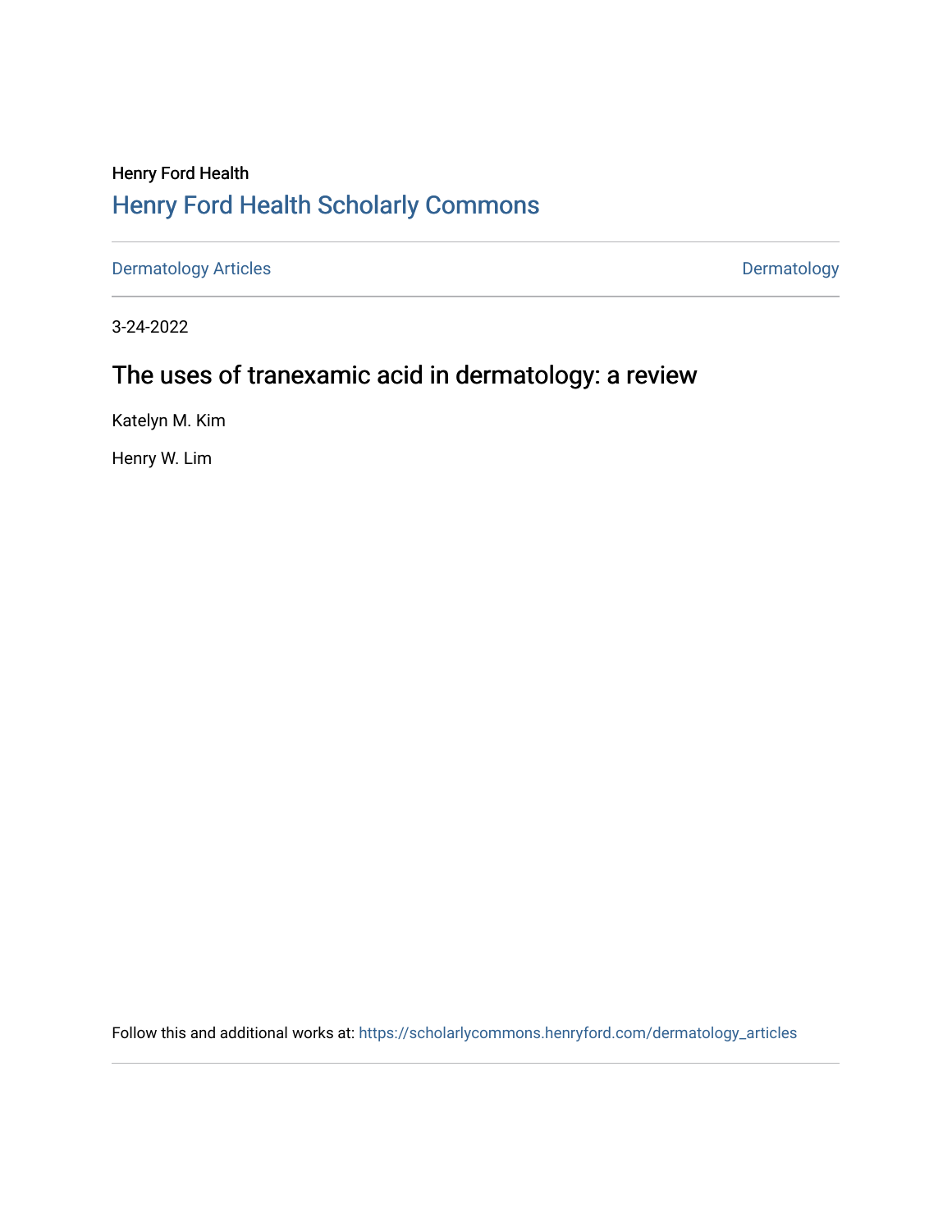Henry Ford Health

## Henry Ford Health Scholarly Commons

Dermatology Articles | Dermatology

3-24-2022

# The uses of tranexamic acid in dermatology: a review

Katelyn M. Kim

Henry W. Lim

Follow this and additional works at: https://scholarlycommons.henryford.com/dermatology_articles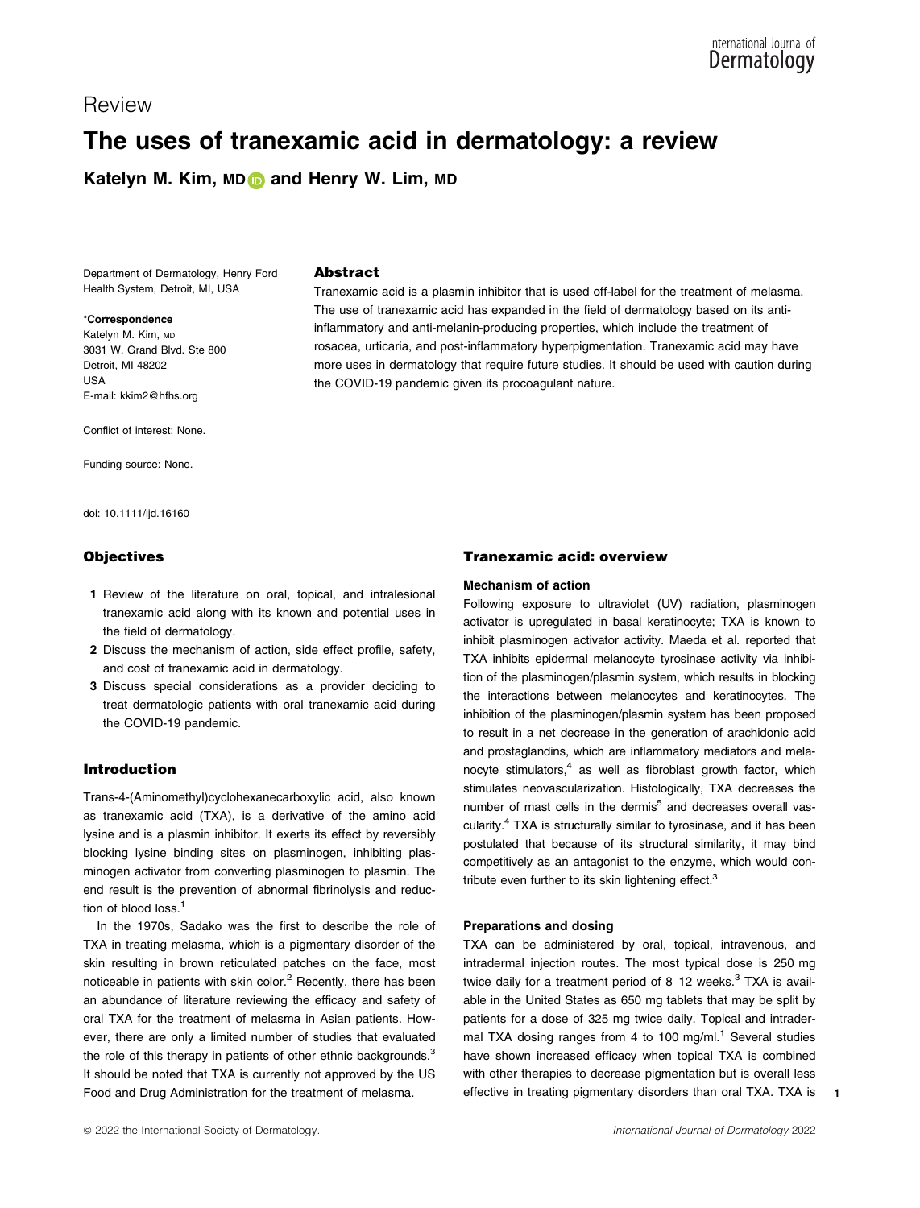Review

# The uses of tranexamic acid in dermatology: a review

**Katelyn M. Kim, MD and Henry W. Lim, MD**

Department of Dermatology, Henry Ford Health System, Detroit, MI, USA

***Correspondence**
Katelyn M. Kim, MD
3031 W. Grand Blvd. Ste 800
Detroit, MI 48202
USA
E-mail: kkim2@hfhs.org

Conflict of interest: None.

Funding source: None.

doi: 10.1111/ijd.16160

## Abstract

Tranexamic acid is a plasmin inhibitor that is used off-label for the treatment of melasma. The use of tranexamic acid has expanded in the field of dermatology based on its anti-inflammatory and anti-melanin-producing properties, which include the treatment of rosacea, urticaria, and post-inflammatory hyperpigmentation. Tranexamic acid may have more uses in dermatology that require future studies. It should be used with caution during the COVID-19 pandemic given its procoagulant nature.

## Objectives

1. Review of the literature on oral, topical, and intralesional tranexamic acid along with its known and potential uses in the field of dermatology.
2. Discuss the mechanism of action, side effect profile, safety, and cost of tranexamic acid in dermatology.
3. Discuss special considerations as a provider deciding to treat dermatologic patients with oral tranexamic acid during the COVID-19 pandemic.

## Introduction

Trans-4-(Aminomethyl)cyclohexanecarboxylic acid, also known as tranexamic acid (TXA), is a derivative of the amino acid lysine and is a plasmin inhibitor. It exerts its effect by reversibly blocking lysine binding sites on plasminogen, inhibiting plasminogen activator from converting plasminogen to plasmin. The end result is the prevention of abnormal fibrinolysis and reduction of blood loss.[1]

In the 1970s, Sadako was the first to describe the role of TXA in treating melasma, which is a pigmentary disorder of the skin resulting in brown reticulated patches on the face, most noticeable in patients with skin color.[2] Recently, there has been an abundance of literature reviewing the efficacy and safety of oral TXA for the treatment of melasma in Asian patients. However, there are only a limited number of studies that evaluated the role of this therapy in patients of other ethnic backgrounds.[3] It should be noted that TXA is currently not approved by the US Food and Drug Administration for the treatment of melasma.

## Tranexamic acid: overview

### Mechanism of action

Following exposure to ultraviolet (UV) radiation, plasminogen activator is upregulated in basal keratinocyte; TXA is known to inhibit plasminogen activator activity. Maeda et al. reported that TXA inhibits epidermal melanocyte tyrosinase activity via inhibition of the plasminogen/plasmin system, which results in blocking the interactions between melanocytes and keratinocytes. The inhibition of the plasminogen/plasmin system has been proposed to result in a net decrease in the generation of arachidonic acid and prostaglandins, which are inflammatory mediators and melanocyte stimulators,[4] as well as fibroblast growth factor, which stimulates neovascularization. Histologically, TXA decreases the number of mast cells in the dermis[5] and decreases overall vascularity.[4] TXA is structurally similar to tyrosinase, and it has been postulated that because of its structural similarity, it may bind competitively as an antagonist to the enzyme, which would contribute even further to its skin lightening effect.[3]

### Preparations and dosing

TXA can be administered by oral, topical, intravenous, and intradermal injection routes. The most typical dose is 250 mg twice daily for a treatment period of 8–12 weeks.[3] TXA is available in the United States as 650 mg tablets that may be split by patients for a dose of 325 mg twice daily. Topical and intradermal TXA dosing ranges from 4 to 100 mg/ml.[1] Several studies have shown increased efficacy when topical TXA is combined with other therapies to decrease pigmentation but is overall less effective in treating pigmentary disorders than oral TXA. TXA is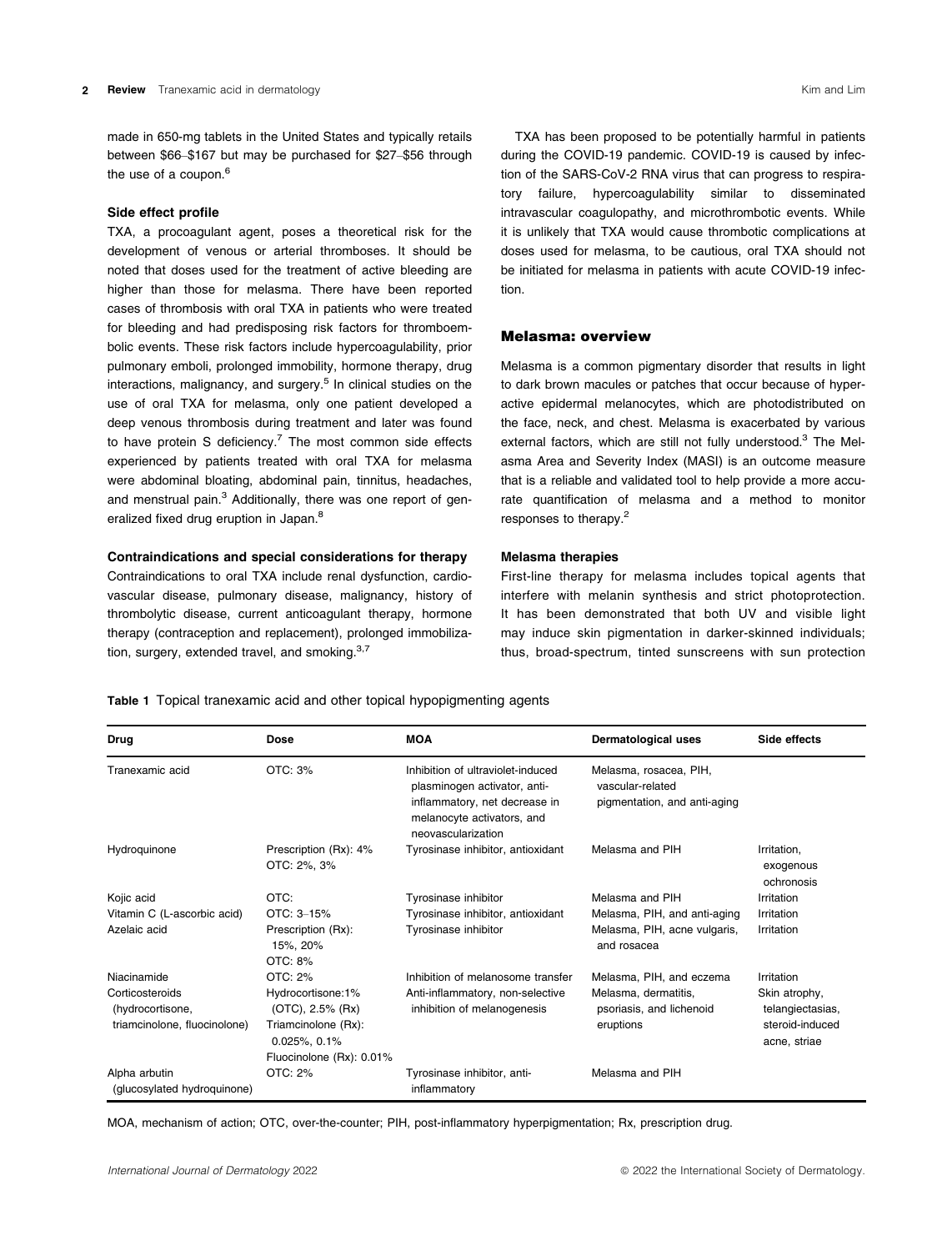made in 650-mg tablets in the United States and typically retails between $66–$167 but may be purchased for $27–$56 through the use of a coupon.[6]

### Side effect profile

TXA, a procoagulant agent, poses a theoretical risk for the development of venous or arterial thromboses. It should be noted that doses used for the treatment of active bleeding are higher than those for melasma. There have been reported cases of thrombosis with oral TXA in patients who were treated for bleeding and had predisposing risk factors for thromboembolic events. These risk factors include hypercoagulability, prior pulmonary emboli, prolonged immobility, hormone therapy, drug interactions, malignancy, and surgery.[5] In clinical studies on the use of oral TXA for melasma, only one patient developed a deep venous thrombosis during treatment and later was found to have protein S deficiency.[7] The most common side effects experienced by patients treated with oral TXA for melasma were abdominal bloating, abdominal pain, tinnitus, headaches, and menstrual pain.[3] Additionally, there was one report of generalized fixed drug eruption in Japan.[8]

### Contraindications and special considerations for therapy

Contraindications to oral TXA include renal dysfunction, cardiovascular disease, pulmonary disease, malignancy, history of thrombolytic disease, current anticoagulant therapy, hormone therapy (contraception and replacement), prolonged immobilization, surgery, extended travel, and smoking.[3,7]

TXA has been proposed to be potentially harmful in patients during the COVID-19 pandemic. COVID-19 is caused by infection of the SARS-CoV-2 RNA virus that can progress to respiratory failure, hypercoagulability similar to disseminated intravascular coagulopathy, and microthrombotic events. While it is unlikely that TXA would cause thrombotic complications at doses used for melasma, to be cautious, oral TXA should not be initiated for melasma in patients with acute COVID-19 infection.

## Melasma: overview

Melasma is a common pigmentary disorder that results in light to dark brown macules or patches that occur because of hyperactive epidermal melanocytes, which are photodistributed on the face, neck, and chest. Melasma is exacerbated by various external factors, which are still not fully understood.[3] The Melasma Area and Severity Index (MASI) is an outcome measure that is a reliable and validated tool to help provide a more accurate quantification of melasma and a method to monitor responses to therapy.[2]

### Melasma therapies

First-line therapy for melasma includes topical agents that interfere with melanin synthesis and strict photoprotection. It has been demonstrated that both UV and visible light may induce skin pigmentation in darker-skinned individuals; thus, broad-spectrum, tinted sunscreens with sun protection

**Table 1** Topical tranexamic acid and other topical hypopigmenting agents

| Drug | Dose | MOA | Dermatological uses | Side effects |
|---|---|---|---|---|
| Tranexamic acid | OTC: 3% | Inhibition of ultraviolet-induced plasminogen activator, anti-inflammatory, net decrease in melanocyte activators, and neovascularization | Melasma, rosacea, PIH, vascular-related pigmentation, and anti-aging | |
| Hydroquinone | Prescription (Rx): 4% OTC: 2%, 3% | Tyrosinase inhibitor, antioxidant | Melasma and PIH | Irritation, exogenous ochronosis |
| Kojic acid | OTC: | Tyrosinase inhibitor | Melasma and PIH | Irritation |
| Vitamin C (L-ascorbic acid) | OTC: 3–15% | Tyrosinase inhibitor, antioxidant | Melasma, PIH, and anti-aging | Irritation |
| Azelaic acid | Prescription (Rx): 15%, 20% OTC: 8% | Tyrosinase inhibitor | Melasma, PIH, acne vulgaris, and rosacea | Irritation |
| Niacinamide | OTC: 2% | Inhibition of melanosome transfer | Melasma, PIH, and eczema | Irritation |
| Corticosteroids (hydrocortisone, triamcinolone, fluocinolone) | Hydrocortisone:1% (OTC), 2.5% (Rx) Triamcinolone (Rx): 0.025%, 0.1% Fluocinolone (Rx): 0.01% | Anti-inflammatory, non-selective inhibition of melanogenesis | Melasma, dermatitis, psoriasis, and lichenoid eruptions | Skin atrophy, telangiectasias, steroid-induced acne, striae |
| Alpha arbutin (glucosylated hydroquinone) | OTC: 2% | Tyrosinase inhibitor, anti-inflammatory | Melasma and PIH | |

MOA, mechanism of action; OTC, over-the-counter; PIH, post-inflammatory hyperpigmentation; Rx, prescription drug.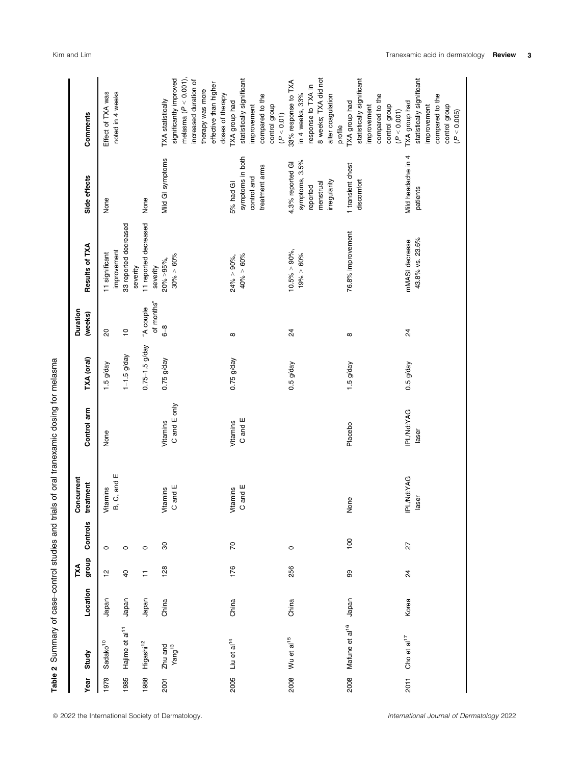**Table 2** Summary of case–control studies and trials of oral tranexamic dosing for melasma

| Year | Study | Location | TXA group | Controls | Concurrent treatment | Control arm | TXA (oral) | Duration (weeks) | Results of TXA | Side effects | Comments |
|---|---|---|---|---|---|---|---|---|---|---|---|
| 1979 | Sadako[10] | Japan | 12 | 0 | Vitamins B, C, and E | None | 1.5 g/day | 20 | 11 significant improvement | None | Effect of TXA was noted in 4 weeks |
| 1985 | Hajime et al[11] | Japan | 40 | 0 | | | 1–1.5 g/day | 10 | 33 reported decreased severity | | |
| 1988 | Higashi[12] | Japan | 11 | 0 | | | 0.75–1.5 g/day | "A couple of months" | 11 reported decreased severity | None | |
| 2001 | Zhu and Yang[13] | China | 128 | 30 | Vitamins C and E | Vitamins C and E only | 0.75 g/day | 6–8 | 20% >95%, 30% > 60% | Mild GI symptoms | TXA statistically significantly improved melasma ($P < 0.001$), increased duration of therapy was more effective than higher doses of therapy |
| 2005 | Liu et al[14] | China | 176 | 70 | Vitamins C and E | Vitamins C and E | 0.75 g/day | 8 | 24% > 90%, 40% > 60% | 5% had GI symptoms in both control and treatment arms | TXA group had statistically significant improvement compared to the control group ($P < 0.01$) |
| 2008 | Wu et al[15] | China | 256 | 0 | | | 0.5 g/day | 24 | 10.5% > 90%, 19% > 60% | 4.3% reported GI symptoms, 3.5% reported menstrual irregularity | 33% response to TXA in 4 weeks, 33% response to TXA in 8 weeks; TXA did not alter coagulation profile |
| 2008 | Mafune et al[16] | Japan | 99 | 100 | None | Placebo | 1.5 g/day | 8 | 76.8% improvement | 1 transient chest discomfort | TXA group had statistically significant improvement compared to the control group ($P < 0.001$) |
| 2011 | Cho et al[17] | Korea | 24 | 27 | IPL/Nd:YAG laser | IPL/Nd:YAG laser | 0.5 g/day | 24 | mMASI decrease 43.8% vs. 23.6% | Mild headache in 4 patients | TXA group had statistically significant improvement compared to the control group ($P < 0.005$) |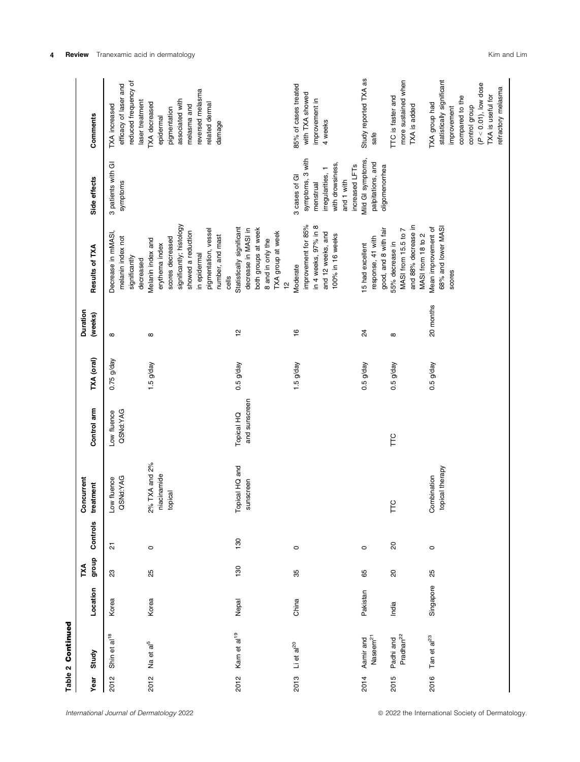**Table 2 Continued**

| Year | Study | Location | TXA group | Controls | Concurrent treatment | Control arm | TXA (oral) | Duration (weeks) | Results of TXA | Side effects | Comments |
|---|---|---|---|---|---|---|---|---|---|---|---|
| 2012 | Shin et al[18] | Korea | 23 | 21 | Low fluence QSNd:YAG | Low fluence QSNd:YAG | 0.75 g/day | 8 | Decrease in mMASI, melanin index not significantly decreased | 3 patients with GI symptoms | TXA increased efficacy of laser and reduced frequency of laser treatment |
| 2012 | Na et al[5] | Korea | 25 | 0 | 2% TXA and 2% niacinamide topical | | 1.5 g/day | 8 | Melanin index and erythema index scores decreased significantly; histology showed a reduction in epidermal pigmentation, vessel number, and mast cells | | TXA decreased epidermal pigmentation associated with melasma and reversed melasma related dermal damage |
| 2012 | Karn et al[19] | Nepal | 130 | 130 | Topical HQ and sunscreen | Topical HQ and sunscreen | 0.5 g/day | 12 | Statistically significant decrease in MASI in both groups at week 8 and in only the TXA group at week 12 | | |
| 2013 | Li et al[20] | China | 35 | 0 | | | 1.5 g/day | 16 | Moderate improvement for 85% in 4 weeks, 97% in 8 and 12 weeks, and 100% in 16 weeks | 3 cases of GI symptoms, 3 with menstrual irregularities, 1 with drowsiness, and 1 with increased LFTs | 85% of cases treated with TXA showed improvement in 4 weeks |
| 2014 | Aamir and Naseem[21] | Pakistan | 65 | 0 | | | 0.5 g/day | 24 | 15 had excellent response, 41 with good, and 8 with fair | Mild GI symptoms, palpitations, and oligomenorrhea | Study reported TXA as safe |
| 2015 | Padhi and Pradhan[22] | India | 20 | 20 | TTC | TTC | 0.5 g/day | 8 | 55% decrease in MASI from 15.5 to 7 and 88% decrease in MASI from 18 to 2 | | TTC is faster and more sustained when TXA is added |
| 2016 | Tan et al[23] | Singapore | 25 | 0 | Combination topical therapy | | 0.5 g/day | 20 months | Mean improvement of 68% and lower MASI scores | | TXA group had statistically significant improvement compared to the control group ($P < 0.01$), low dose TXA is useful for refractory melasma |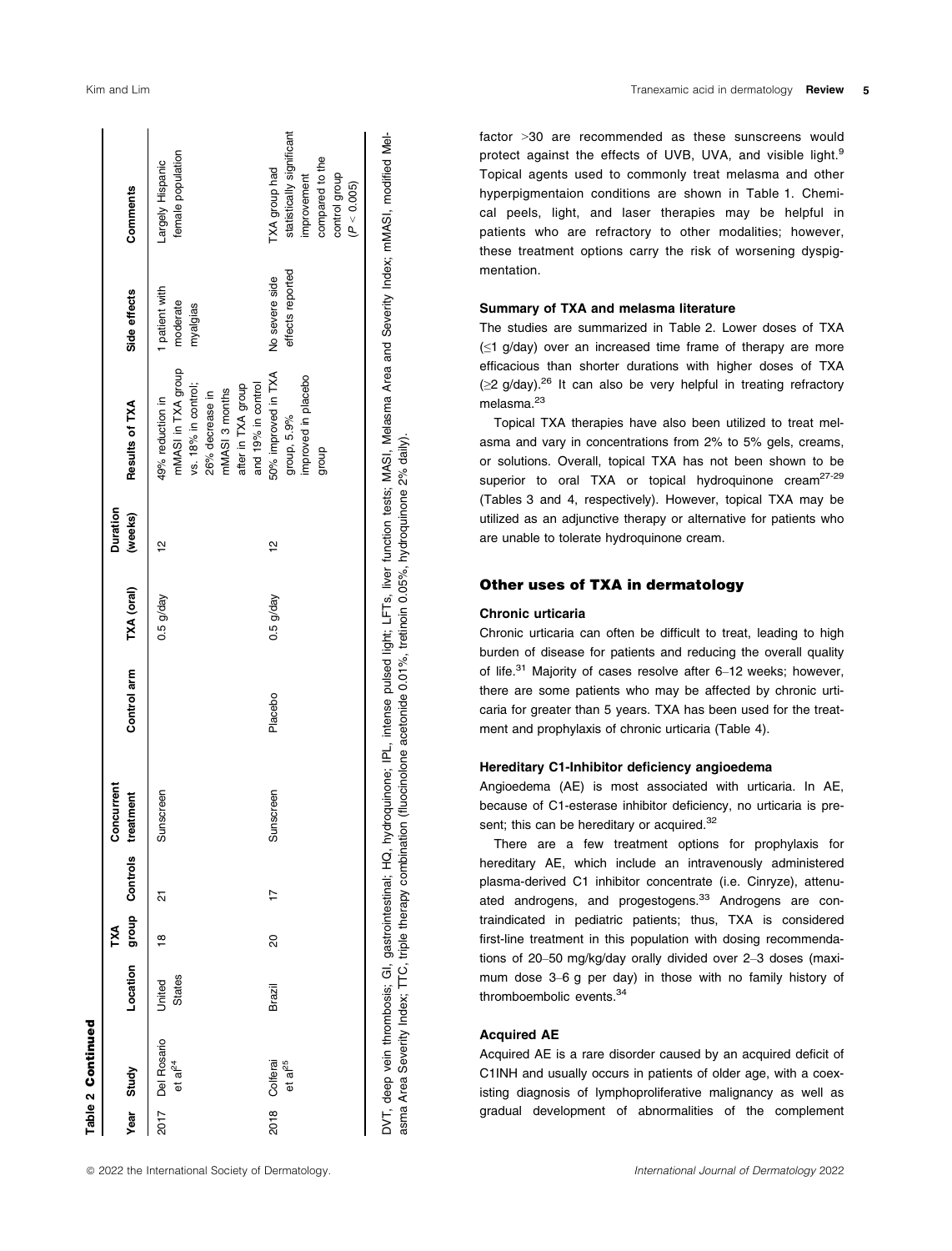**Table 2 Continued**

| Year | Study | Location | TXA group | Controls | Concurrent treatment | Control arm | TXA (oral) | Duration (weeks) | Results of TXA | Side effects | Comments |
|---|---|---|---|---|---|---|---|---|---|---|---|
| 2017 | Del Rosario et al[24] | United States | 18 | 21 | Sunscreen | | 0.5 g/day | 12 | 49% reduction in mMASI in TXA group vs. 18% in control; 26% decrease in mMASI 3 months after in TXA group and 19% in control | 1 patient with moderate myalgias | Largely Hispanic female population |
| 2018 | Colferai et al[25] | Brazil | 20 | 17 | Sunscreen | Placebo | 0.5 g/day | 12 | 50% improved in TXA group, 5.9% improved in placebo group | No severe side effects reported | TXA group had statistically significant improvement compared to the control group ($P < 0.005$) |

DVT, deep vein thrombosis; GI, gastrointestinal; HQ, hydroquinone; IPL, intense pulsed light; LFTs, liver function tests; MASI, Melasma Area and Severity Index; mMASI, modified Melasma Area Severity Index; TTC, triple therapy combination (fluocinolone acetonide 0.01%, tretinoin 0.05%, hydroquinone 2% daily).

factor >30 are recommended as these sunscreens would protect against the effects of UVB, UVA, and visible light.[9] Topical agents used to commonly treat melasma and other hyperpigmentaion conditions are shown in Table 1. Chemical peels, light, and laser therapies may be helpful in patients who are refractory to other modalities; however, these treatment options carry the risk of worsening dyspigmentation.

### Summary of TXA and melasma literature

The studies are summarized in Table 2. Lower doses of TXA (≤1 g/day) over an increased time frame of therapy are more efficacious than shorter durations with higher doses of TXA (≥2 g/day).[26] It can also be very helpful in treating refractory melasma.[23]

Topical TXA therapies have also been utilized to treat melasma and vary in concentrations from 2% to 5% gels, creams, or solutions. Overall, topical TXA has not been shown to be superior to oral TXA or topical hydroquinone cream[27-29] (Tables 3 and 4, respectively). However, topical TXA may be utilized as an adjunctive therapy or alternative for patients who are unable to tolerate hydroquinone cream.

## Other uses of TXA in dermatology

### Chronic urticaria

Chronic urticaria can often be difficult to treat, leading to high burden of disease for patients and reducing the overall quality of life.[31] Majority of cases resolve after 6–12 weeks; however, there are some patients who may be affected by chronic urticaria for greater than 5 years. TXA has been used for the treatment and prophylaxis of chronic urticaria (Table 4).

### Hereditary C1-Inhibitor deficiency angioedema

Angioedema (AE) is most associated with urticaria. In AE, because of C1-esterase inhibitor deficiency, no urticaria is present; this can be hereditary or acquired.[32]

There are a few treatment options for prophylaxis for hereditary AE, which include an intravenously administered plasma-derived C1 inhibitor concentrate (i.e. Cinryze), attenuated androgens, and progestogens.[33] Androgens are contraindicated in pediatric patients; thus, TXA is considered first-line treatment in this population with dosing recommendations of 20–50 mg/kg/day orally divided over 2–3 doses (maximum dose 3–6 g per day) in those with no family history of thromboembolic events.[34]

### Acquired AE

Acquired AE is a rare disorder caused by an acquired deficit of C1INH and usually occurs in patients of older age, with a coexisting diagnosis of lymphoproliferative malignancy as well as gradual development of abnormalities of the complement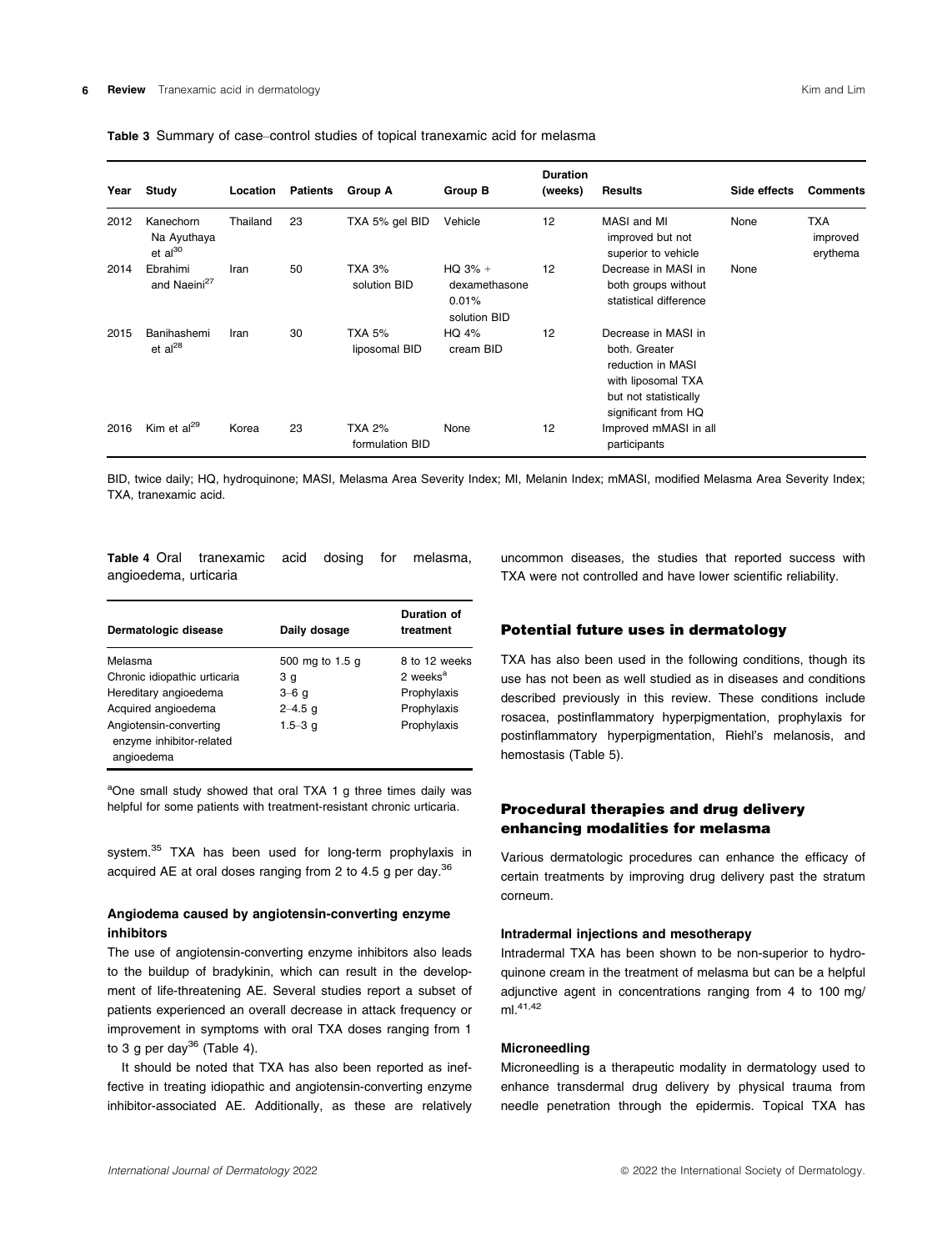**Table 3** Summary of case–control studies of topical tranexamic acid for melasma

| Year | Study | Location | Patients | Group A | Group B | Duration (weeks) | Results | Side effects | Comments |
|---|---|---|---|---|---|---|---|---|---|
| 2012 | Kanechorn Na Ayuthaya et al[30] | Thailand | 23 | TXA 5% gel BID | Vehicle | 12 | MASI and MI improved but not superior to vehicle | None | TXA improved erythema |
| 2014 | Ebrahimi and Naeini[27] | Iran | 50 | TXA 3% solution BID | HQ 3% + dexamethasone 0.01% solution BID | 12 | Decrease in MASI in both groups without statistical difference | None | |
| 2015 | Banihashemi et al[28] | Iran | 30 | TXA 5% liposomal BID | HQ 4% cream BID | 12 | Decrease in MASI in both. Greater reduction in MASI with liposomal TXA but not statistically significant from HQ | | |
| 2016 | Kim et al[29] | Korea | 23 | TXA 2% formulation BID | None | 12 | Improved mMASI in all participants | | |

BID, twice daily; HQ, hydroquinone; MASI, Melasma Area Severity Index; MI, Melanin Index; mMASI, modified Melasma Area Severity Index; TXA, tranexamic acid.

**Table 4** Oral tranexamic acid dosing for melasma, angioedema, urticaria

| Dermatologic disease | Daily dosage | Duration of treatment |
|---|---|---|
| Melasma | 500 mg to 1.5 g | 8 to 12 weeks |
| Chronic idiopathic urticaria | 3 g | 2 weeks[a] |
| Hereditary angioedema | 3–6 g | Prophylaxis |
| Acquired angioedema | 2–4.5 g | Prophylaxis |
| Angiotensin-converting enzyme inhibitor-related angioedema | 1.5–3 g | Prophylaxis |

[a]One small study showed that oral TXA 1 g three times daily was helpful for some patients with treatment-resistant chronic urticaria.

system.[35] TXA has been used for long-term prophylaxis in acquired AE at oral doses ranging from 2 to 4.5 g per day.[36]

### Angiodema caused by angiotensin-converting enzyme inhibitors

The use of angiotensin-converting enzyme inhibitors also leads to the buildup of bradykinin, which can result in the development of life-threatening AE. Several studies report a subset of patients experienced an overall decrease in attack frequency or improvement in symptoms with oral TXA doses ranging from 1 to 3 g per day[36] (Table 4).

It should be noted that TXA has also been reported as ineffective in treating idiopathic and angiotensin-converting enzyme inhibitor-associated AE. Additionally, as these are relatively uncommon diseases, the studies that reported success with TXA were not controlled and have lower scientific reliability.

## Potential future uses in dermatology

TXA has also been used in the following conditions, though its use has not been as well studied as in diseases and conditions described previously in this review. These conditions include rosacea, postinflammatory hyperpigmentation, prophylaxis for postinflammatory hyperpigmentation, Riehl's melanosis, and hemostasis (Table 5).

## Procedural therapies and drug delivery enhancing modalities for melasma

Various dermatologic procedures can enhance the efficacy of certain treatments by improving drug delivery past the stratum corneum.

### Intradermal injections and mesotherapy

Intradermal TXA has been shown to be non-superior to hydroquinone cream in the treatment of melasma but can be a helpful adjunctive agent in concentrations ranging from 4 to 100 mg/ml.[41,42]

### Microneedling

Microneedling is a therapeutic modality in dermatology used to enhance transdermal drug delivery by physical trauma from needle penetration through the epidermis. Topical TXA has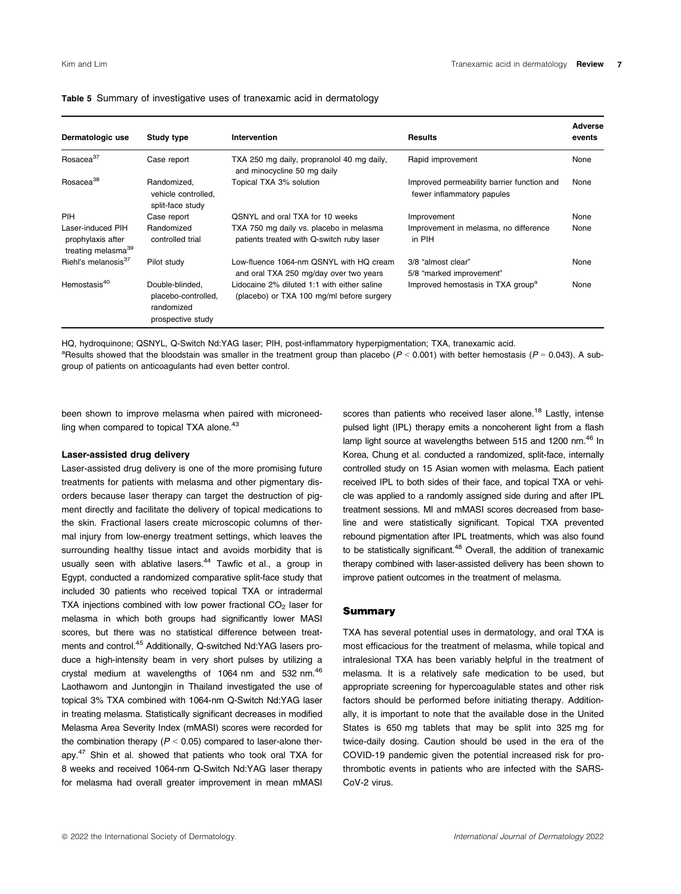**Table 5** Summary of investigative uses of tranexamic acid in dermatology

| Dermatologic use | Study type | Intervention | Results | Adverse events |
| --- | --- | --- | --- | --- |
| Rosacea[37] | Case report | TXA 250 mg daily, propranolol 40 mg daily, and minocycline 50 mg daily | Rapid improvement | None |
| Rosacea[38] | Randomized, vehicle controlled, split-face study | Topical TXA 3% solution | Improved permeability barrier function and fewer inflammatory papules | None |
| PIH | Case report | QSNYL and oral TXA for 10 weeks | Improvement | None |
| Laser-induced PIH prophylaxis after treating melasma[39] | Randomized controlled trial | TXA 750 mg daily vs. placebo in melasma patients treated with Q-switch ruby laser | Improvement in melasma, no difference in PIH | None |
| Riehl's melanosis[37] | Pilot study | Low-fluence 1064-nm QSNYL with HQ cream and oral TXA 250 mg/day over two years | 3/8 "almost clear" 5/8 "marked improvement" | None |
| Hemostasis[40] | Double-blinded, placebo-controlled, randomized prospective study | Lidocaine 2% diluted 1:1 with either saline (placebo) or TXA 100 mg/ml before surgery | Improved hemostasis in TXA group[a] | None |

HQ, hydroquinone; QSNYL, Q-Switch Nd:YAG laser; PIH, post-inflammatory hyperpigmentation; TXA, tranexamic acid.
[a]Results showed that the bloodstain was smaller in the treatment group than placebo ($P < 0.001$) with better hemostasis ($P = 0.043$). A subgroup of patients on anticoagulants had even better control.

been shown to improve melasma when paired with microneedling when compared to topical TXA alone.[43]

### Laser-assisted drug delivery

Laser-assisted drug delivery is one of the more promising future treatments for patients with melasma and other pigmentary disorders because laser therapy can target the destruction of pigment directly and facilitate the delivery of topical medications to the skin. Fractional lasers create microscopic columns of thermal injury from low-energy treatment settings, which leaves the surrounding healthy tissue intact and avoids morbidity that is usually seen with ablative lasers.[44] Tawfic et al., a group in Egypt, conducted a randomized comparative split-face study that included 30 patients who received topical TXA or intradermal TXA injections combined with low power fractional $CO_2$ laser for melasma in which both groups had significantly lower MASI scores, but there was no statistical difference between treatments and control.[45] Additionally, Q-switched Nd:YAG lasers produce a high-intensity beam in very short pulses by utilizing a crystal medium at wavelengths of 1064 nm and 532 nm.[46] Laothaworn and Juntongjin in Thailand investigated the use of topical 3% TXA combined with 1064-nm Q-Switch Nd:YAG laser in treating melasma. Statistically significant decreases in modified Melasma Area Severity Index (mMASI) scores were recorded for the combination therapy ($P < 0.05$) compared to laser-alone therapy.[47] Shin et al. showed that patients who took oral TXA for 8 weeks and received 1064-nm Q-Switch Nd:YAG laser therapy for melasma had overall greater improvement in mean mMASI scores than patients who received laser alone.[18] Lastly, intense pulsed light (IPL) therapy emits a noncoherent light from a flash lamp light source at wavelengths between 515 and 1200 nm.[46] In Korea, Chung et al. conducted a randomized, split-face, internally controlled study on 15 Asian women with melasma. Each patient received IPL to both sides of their face, and topical TXA or vehicle was applied to a randomly assigned side during and after IPL treatment sessions. MI and mMASI scores decreased from baseline and were statistically significant. Topical TXA prevented rebound pigmentation after IPL treatments, which was also found to be statistically significant.[48] Overall, the addition of tranexamic therapy combined with laser-assisted delivery has been shown to improve patient outcomes in the treatment of melasma.

## Summary

TXA has several potential uses in dermatology, and oral TXA is most efficacious for the treatment of melasma, while topical and intralesional TXA has been variably helpful in the treatment of melasma. It is a relatively safe medication to be used, but appropriate screening for hypercoagulable states and other risk factors should be performed before initiating therapy. Additionally, it is important to note that the available dose in the United States is 650 mg tablets that may be split into 325 mg for twice-daily dosing. Caution should be used in the era of the COVID-19 pandemic given the potential increased risk for prothrombotic events in patients who are infected with the SARS-CoV-2 virus.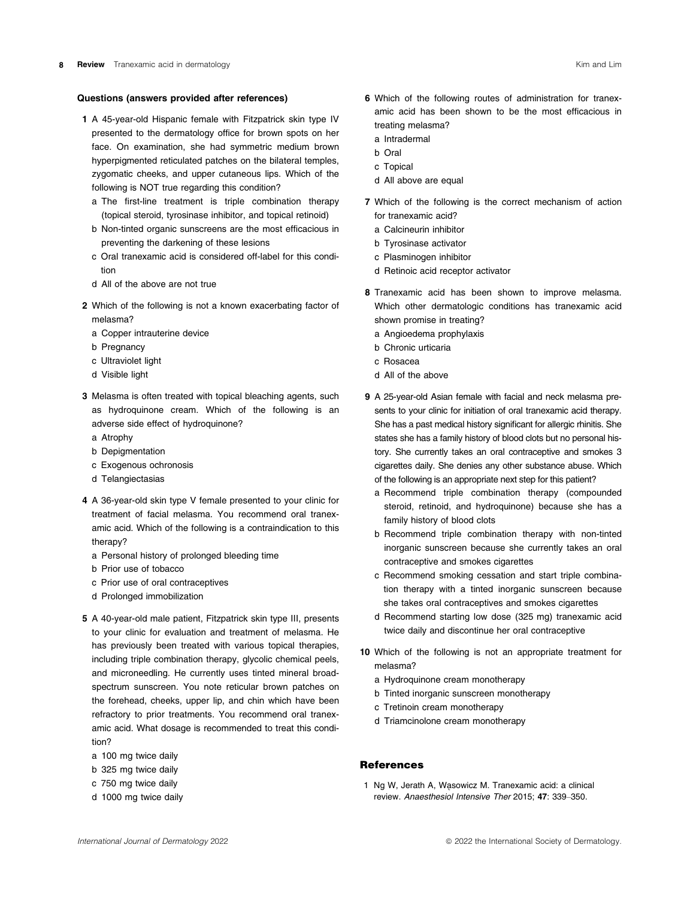### Questions (answers provided after references)

**1** A 45-year-old Hispanic female with Fitzpatrick skin type IV presented to the dermatology office for brown spots on her face. On examination, she had symmetric medium brown hyperpigmented reticulated patches on the bilateral temples, zygomatic cheeks, and upper cutaneous lips. Which of the following is NOT true regarding this condition?

a The first-line treatment is triple combination therapy (topical steroid, tyrosinase inhibitor, and topical retinoid)
b Non-tinted organic sunscreens are the most efficacious in preventing the darkening of these lesions
c Oral tranexamic acid is considered off-label for this condition
d All of the above are not true

**2** Which of the following is not a known exacerbating factor of melasma?

a Copper intrauterine device
b Pregnancy
c Ultraviolet light
d Visible light

**3** Melasma is often treated with topical bleaching agents, such as hydroquinone cream. Which of the following is an adverse side effect of hydroquinone?

a Atrophy
b Depigmentation
c Exogenous ochronosis
d Telangiectasias

**4** A 36-year-old skin type V female presented to your clinic for treatment of facial melasma. You recommend oral tranexamic acid. Which of the following is a contraindication to this therapy?

a Personal history of prolonged bleeding time
b Prior use of tobacco
c Prior use of oral contraceptives
d Prolonged immobilization

**5** A 40-year-old male patient, Fitzpatrick skin type III, presents to your clinic for evaluation and treatment of melasma. He has previously been treated with various topical therapies, including triple combination therapy, glycolic chemical peels, and microneedling. He currently uses tinted mineral broad-spectrum sunscreen. You note reticular brown patches on the forehead, cheeks, upper lip, and chin which have been refractory to prior treatments. You recommend oral tranexamic acid. What dosage is recommended to treat this condition?

a 100 mg twice daily
b 325 mg twice daily
c 750 mg twice daily
d 1000 mg twice daily

**6** Which of the following routes of administration for tranexamic acid has been shown to be the most efficacious in treating melasma?

a Intradermal
b Oral
c Topical
d All above are equal

**7** Which of the following is the correct mechanism of action for tranexamic acid?

a Calcineurin inhibitor
b Tyrosinase activator
c Plasminogen inhibitor
d Retinoic acid receptor activator

**8** Tranexamic acid has been shown to improve melasma. Which other dermatologic conditions has tranexamic acid shown promise in treating?

a Angioedema prophylaxis
b Chronic urticaria
c Rosacea
d All of the above

**9** A 25-year-old Asian female with facial and neck melasma presents to your clinic for initiation of oral tranexamic acid therapy. She has a past medical history significant for allergic rhinitis. She states she has a family history of blood clots but no personal history. She currently takes an oral contraceptive and smokes 3 cigarettes daily. She denies any other substance abuse. Which of the following is an appropriate next step for this patient?

a Recommend triple combination therapy (compounded steroid, retinoid, and hydroquinone) because she has a family history of blood clots
b Recommend triple combination therapy with non-tinted inorganic sunscreen because she currently takes an oral contraceptive and smokes cigarettes
c Recommend smoking cessation and start triple combination therapy with a tinted inorganic sunscreen because she takes oral contraceptives and smokes cigarettes
d Recommend starting low dose (325 mg) tranexamic acid twice daily and discontinue her oral contraceptive

**10** Which of the following is not an appropriate treatment for melasma?

a Hydroquinone cream monotherapy
b Tinted inorganic sunscreen monotherapy
c Tretinoin cream monotherapy
d Triamcinolone cream monotherapy

## References

1 Ng W, Jerath A, Wąsowicz M. Tranexamic acid: a clinical review. *Anaesthesiol Intensive Ther* 2015; **47**: 339–350.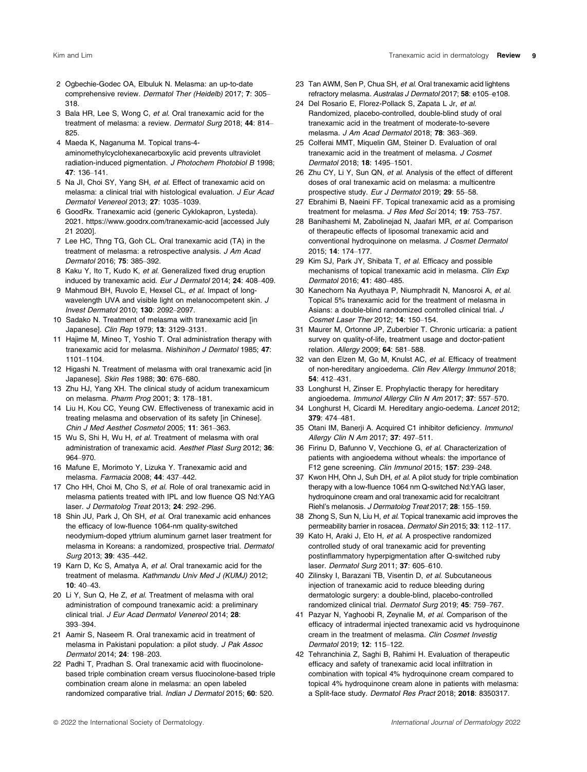2 Ogbechie-Godec OA, Elbuluk N. Melasma: an up-to-date comprehensive review. *Dermatol Ther (Heidelb)* 2017; **7**: 305–318.

3 Bala HR, Lee S, Wong C, *et al*. Oral tranexamic acid for the treatment of melasma: a review. *Dermatol Surg* 2018; **44**: 814–825.

4 Maeda K, Naganuma M. Topical trans-4-aminomethylcyclohexanecarboxylic acid prevents ultraviolet radiation-induced pigmentation. *J Photochem Photobiol B* 1998; **47**: 136–141.

5 Na JI, Choi SY, Yang SH, *et al*. Effect of tranexamic acid on melasma: a clinical trial with histological evaluation. *J Eur Acad Dermatol Venereol* 2013; **27**: 1035–1039.

6 GoodRx. Tranexamic acid (generic Cyklokapron, Lysteda). 2021. https://www.goodrx.com/tranexamic-acid [accessed July 21 2020].

7 Lee HC, Thng TG, Goh CL. Oral tranexamic acid (TA) in the treatment of melasma: a retrospective analysis. *J Am Acad Dermatol* 2016; **75**: 385–392.

8 Kaku Y, Ito T, Kudo K, *et al*. Generalized fixed drug eruption induced by tranexamic acid. *Eur J Dermatol* 2014; **24**: 408–409.

9 Mahmoud BH, Ruvolo E, Hexsel CL, *et al*. Impact of long-wavelength UVA and visible light on melanocompetent skin. *J Invest Dermatol* 2010; **130**: 2092–2097.

10 Sadako N. Treatment of melasma with tranexamic acid [in Japanese]. *Clin Rep* 1979; **13**: 3129–3131.

11 Hajime M, Mineo T, Yoshio T. Oral administration therapy with tranexamic acid for melasma. *Nishinihon J Dermatol* 1985; **47**: 1101–1104.

12 Higashi N. Treatment of melasma with oral tranexamic acid [in Japanese]. *Skin Res* 1988; **30**: 676–680.

13 Zhu HJ, Yang XH. The clinical study of acidum tranexamicum on melasma. *Pharm Prog* 2001; **3**: 178–181.

14 Liu H, Kou CC, Yeung CW. Effectiveness of tranexamic acid in treating melasma and observation of its safety [in Chinese]. *Chin J Med Aesthet Cosmetol* 2005; **11**: 361–363.

15 Wu S, Shi H, Wu H, *et al*. Treatment of melasma with oral administration of tranexamic acid. *Aesthet Plast Surg* 2012; **36**: 964–970.

16 Mafune E, Morimoto Y, Lizuka Y. Tranexamic acid and melasma. *Farmacia* 2008; **44**: 437–442.

17 Cho HH, Choi M, Cho S, *et al*. Role of oral tranexamic acid in melasma patients treated with IPL and low fluence QS Nd:YAG laser. *J Dermatolog Treat* 2013; **24**: 292–296.

18 Shin JU, Park J, Oh SH, *et al*. Oral tranexamic acid enhances the efficacy of low-fluence 1064-nm quality-switched neodymium-doped yttrium aluminum garnet laser treatment for melasma in Koreans: a randomized, prospective trial. *Dermatol Surg* 2013; **39**: 435–442.

19 Karn D, Kc S, Amatya A, *et al*. Oral tranexamic acid for the treatment of melasma. *Kathmandu Univ Med J (KUMJ)* 2012; **10**: 40–43.

20 Li Y, Sun Q, He Z, *et al*. Treatment of melasma with oral administration of compound tranexamic acid: a preliminary clinical trial. *J Eur Acad Dermatol Venereol* 2014; **28**: 393–394.

21 Aamir S, Naseem R. Oral tranexamic acid in treatment of melasma in Pakistani population: a pilot study. *J Pak Assoc Dermatol* 2014; **24**: 198–203.

22 Padhi T, Pradhan S. Oral tranexamic acid with fluocinolone-based triple combination cream versus fluocinolone-based triple combination cream alone in melasma: an open labeled randomized comparative trial. *Indian J Dermatol* 2015; **60**: 520.

23 Tan AWM, Sen P, Chua SH, *et al*. Oral tranexamic acid lightens refractory melasma. *Australas J Dermatol* 2017; **58**: e105–e108.

24 Del Rosario E, Florez-Pollack S, Zapata L Jr, *et al*. Randomized, placebo-controlled, double-blind study of oral tranexamic acid in the treatment of moderate-to-severe melasma. *J Am Acad Dermatol* 2018; **78**: 363–369.

25 Colferai MMT, Miquelin GM, Steiner D. Evaluation of oral tranexamic acid in the treatment of melasma. *J Cosmet Dermatol* 2018; **18**: 1495–1501.

26 Zhu CY, Li Y, Sun QN, *et al*. Analysis of the effect of different doses of oral tranexamic acid on melasma: a multicentre prospective study. *Eur J Dermatol* 2019; **29**: 55–58.

27 Ebrahimi B, Naeini FF. Topical tranexamic acid as a promising treatment for melasma. *J Res Med Sci* 2014; **19**: 753–757.

28 Banihashemi M, Zabolinejad N, Jaafari MR, *et al*. Comparison of therapeutic effects of liposomal tranexamic acid and conventional hydroquinone on melasma. *J Cosmet Dermatol* 2015; **14**: 174–177.

29 Kim SJ, Park JY, Shibata T, *et al*. Efficacy and possible mechanisms of topical tranexamic acid in melasma. *Clin Exp Dermatol* 2016; **41**: 480–485.

30 Kanechorn Na Ayuthaya P, Niumphradit N, Manosroi A, *et al*. Topical 5% tranexamic acid for the treatment of melasma in Asians: a double-blind randomized controlled clinical trial. *J Cosmet Laser Ther* 2012; **14**: 150–154.

31 Maurer M, Ortonne JP, Zuberbier T. Chronic urticaria: a patient survey on quality-of-life, treatment usage and doctor-patient relation. *Allergy* 2009; **64**: 581–588.

32 van den Elzen M, Go M, Knulst AC, *et al*. Efficacy of treatment of non-hereditary angioedema. *Clin Rev Allergy Immunol* 2018; **54**: 412–431.

33 Longhurst H, Zinser E. Prophylactic therapy for hereditary angioedema. *Immunol Allergy Clin N Am* 2017; **37**: 557–570.

34 Longhurst H, Cicardi M. Hereditary angio-oedema. *Lancet* 2012; **379**: 474–481.

35 Otani IM, Banerji A. Acquired C1 inhibitor deficiency. *Immunol Allergy Clin N Am* 2017; **37**: 497–511.

36 Firinu D, Bafunno V, Vecchione G, *et al*. Characterization of patients with angioedema without wheals: the importance of F12 gene screening. *Clin Immunol* 2015; **157**: 239–248.

37 Kwon HH, Ohn J, Suh DH, *et al*. A pilot study for triple combination therapy with a low-fluence 1064 nm Q-switched Nd:YAG laser, hydroquinone cream and oral tranexamic acid for recalcitrant Riehl's melanosis. *J Dermatolog Treat* 2017; **28**: 155–159.

38 Zhong S, Sun N, Liu H, *et al*. Topical tranexamic acid improves the permeability barrier in rosacea. *Dermatol Sin* 2015; **33**: 112–117.

39 Kato H, Araki J, Eto H, *et al*. A prospective randomized controlled study of oral tranexamic acid for preventing postinflammatory hyperpigmentation after Q-switched ruby laser. *Dermatol Surg* 2011; **37**: 605–610.

40 Zilinsky I, Barazani TB, Visentin D, *et al*. Subcutaneous injection of tranexamic acid to reduce bleeding during dermatologic surgery: a double-blind, placebo-controlled randomized clinical trial. *Dermatol Surg* 2019; **45**: 759–767.

41 Pazyar N, Yaghoobi R, Zeynalie M, *et al*. Comparison of the efficacy of intradermal injected tranexamic acid vs hydroquinone cream in the treatment of melasma. *Clin Cosmet Investig Dermatol* 2019; **12**: 115–122.

42 Tehranchinia Z, Saghi B, Rahimi H. Evaluation of therapeutic efficacy and safety of tranexamic acid local infiltration in combination with topical 4% hydroquinone cream compared to topical 4% hydroquinone cream alone in patients with melasma: a Split-face study. *Dermatol Res Pract* 2018; **2018**: 8350317.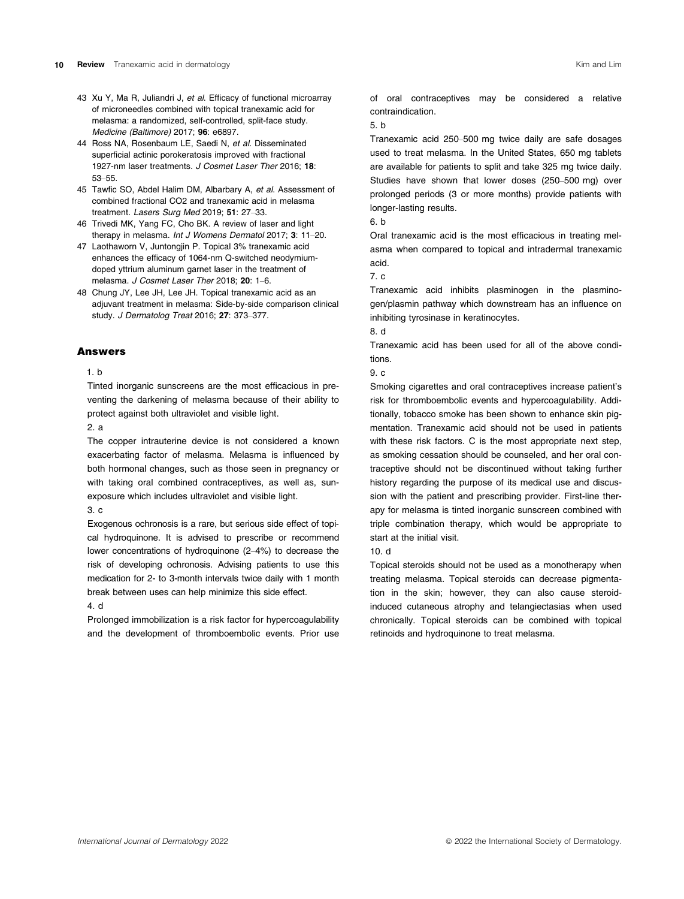43 Xu Y, Ma R, Juliandri J, *et al*. Efficacy of functional microarray of microneedles combined with topical tranexamic acid for melasma: a randomized, self-controlled, split-face study. *Medicine (Baltimore)* 2017; **96**: e6897.

44 Ross NA, Rosenbaum LE, Saedi N, *et al*. Disseminated superficial actinic porokeratosis improved with fractional 1927-nm laser treatments. *J Cosmet Laser Ther* 2016; **18**: 53–55.

45 Tawfic SO, Abdel Halim DM, Albarbary A, *et al*. Assessment of combined fractional CO2 and tranexamic acid in melasma treatment. *Lasers Surg Med* 2019; **51**: 27–33.

46 Trivedi MK, Yang FC, Cho BK. A review of laser and light therapy in melasma. *Int J Womens Dermatol* 2017; **3**: 11–20.

47 Laothaworn V, Juntongjin P. Topical 3% tranexamic acid enhances the efficacy of 1064-nm Q-switched neodymium-doped yttrium aluminum garnet laser in the treatment of melasma. *J Cosmet Laser Ther* 2018; **20**: 1–6.

48 Chung JY, Lee JH, Lee JH. Topical tranexamic acid as an adjuvant treatment in melasma: Side-by-side comparison clinical study. *J Dermatolog Treat* 2016; **27**: 373–377.

## Answers

1. b

Tinted inorganic sunscreens are the most efficacious in preventing the darkening of melasma because of their ability to protect against both ultraviolet and visible light.

2. a

The copper intrauterine device is not considered a known exacerbating factor of melasma. Melasma is influenced by both hormonal changes, such as those seen in pregnancy or with taking oral combined contraceptives, as well as, sun-exposure which includes ultraviolet and visible light.

3. c

Exogenous ochronosis is a rare, but serious side effect of topical hydroquinone. It is advised to prescribe or recommend lower concentrations of hydroquinone (2–4%) to decrease the risk of developing ochronosis. Advising patients to use this medication for 2- to 3-month intervals twice daily with 1 month break between uses can help minimize this side effect.

4. d

Prolonged immobilization is a risk factor for hypercoagulability and the development of thromboembolic events. Prior use of oral contraceptives may be considered a relative contraindication.

5. b

Tranexamic acid 250–500 mg twice daily are safe dosages used to treat melasma. In the United States, 650 mg tablets are available for patients to split and take 325 mg twice daily. Studies have shown that lower doses (250–500 mg) over prolonged periods (3 or more months) provide patients with longer-lasting results.

6. b

Oral tranexamic acid is the most efficacious in treating melasma when compared to topical and intradermal tranexamic acid.

7. c

Tranexamic acid inhibits plasminogen in the plasminogen/plasmin pathway which downstream has an influence on inhibiting tyrosinase in keratinocytes.

8. d

Tranexamic acid has been used for all of the above conditions.

9. c

Smoking cigarettes and oral contraceptives increase patient's risk for thromboembolic events and hypercoagulability. Additionally, tobacco smoke has been shown to enhance skin pigmentation. Tranexamic acid should not be used in patients with these risk factors. C is the most appropriate next step, as smoking cessation should be counseled, and her oral contraceptive should not be discontinued without taking further history regarding the purpose of its medical use and discussion with the patient and prescribing provider. First-line therapy for melasma is tinted inorganic sunscreen combined with triple combination therapy, which would be appropriate to start at the initial visit.

10. d

Topical steroids should not be used as a monotherapy when treating melasma. Topical steroids can decrease pigmentation in the skin; however, they can also cause steroid-induced cutaneous atrophy and telangiectasias when used chronically. Topical steroids can be combined with topical retinoids and hydroquinone to treat melasma.